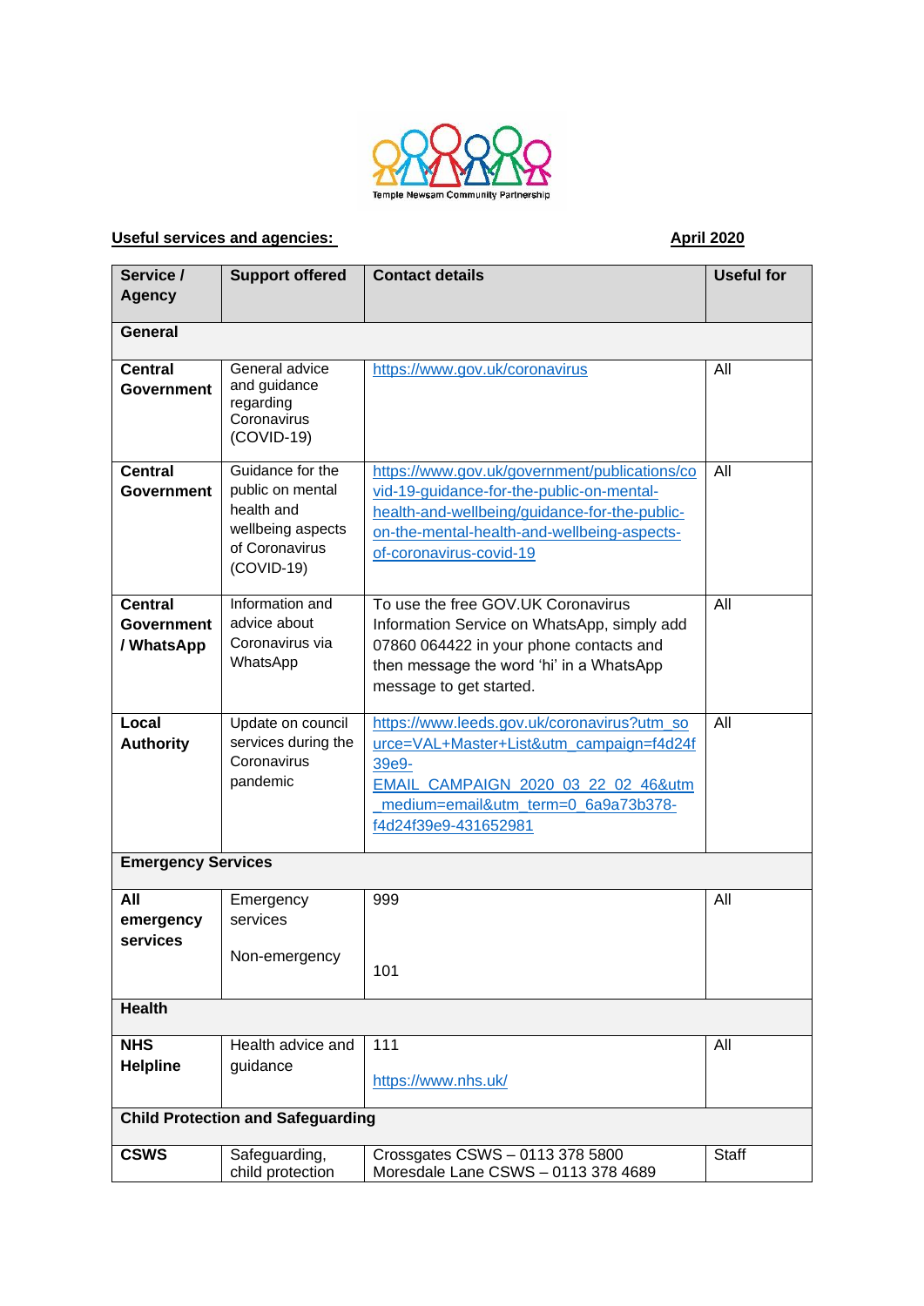Temple Newsam Community Partnership

**Useful services and agencies:** **April 2020**

| Service / Agency | Support offered | Contact details | Useful for |
|---|---|---|---|
| **General** | | | |
| **Central Government** | General advice and guidance regarding Coronavirus (COVID-19) | https://www.gov.uk/coronavirus | All |
| **Central Government** | Guidance for the public on mental health and wellbeing aspects of Coronavirus (COVID-19) | https://www.gov.uk/government/publications/covid-19-guidance-for-the-public-on-mental-health-and-wellbeing/guidance-for-the-public-on-the-mental-health-and-wellbeing-aspects-of-coronavirus-covid-19 | All |
| **Central Government / WhatsApp** | Information and advice about Coronavirus via WhatsApp | To use the free GOV.UK Coronavirus Information Service on WhatsApp, simply add 07860 064422 in your phone contacts and then message the word 'hi' in a WhatsApp message to get started. | All |
| **Local Authority** | Update on council services during the Coronavirus pandemic | https://www.leeds.gov.uk/coronavirus?utm_source=VAL+Master+List&utm_campaign=f4d24f39e9-EMAIL_CAMPAIGN_2020_03_22_02_46&utm_medium=email&utm_term=0_6a9a73b378-f4d24f39e9-431652981 | All |
| **Emergency Services** | | | |
| **All emergency services** | Emergency services<br><br>Non-emergency | 999<br><br>101 | All |
| **Health** | | | |
| **NHS Helpline** | Health advice and guidance | 111<br><br>https://www.nhs.uk/ | All |
| **Child Protection and Safeguarding** | | | |
| **CSWS** | Safeguarding, child protection | Crossgates CSWS – 0113 378 5800<br>Moresdale Lane CSWS – 0113 378 4689 | Staff |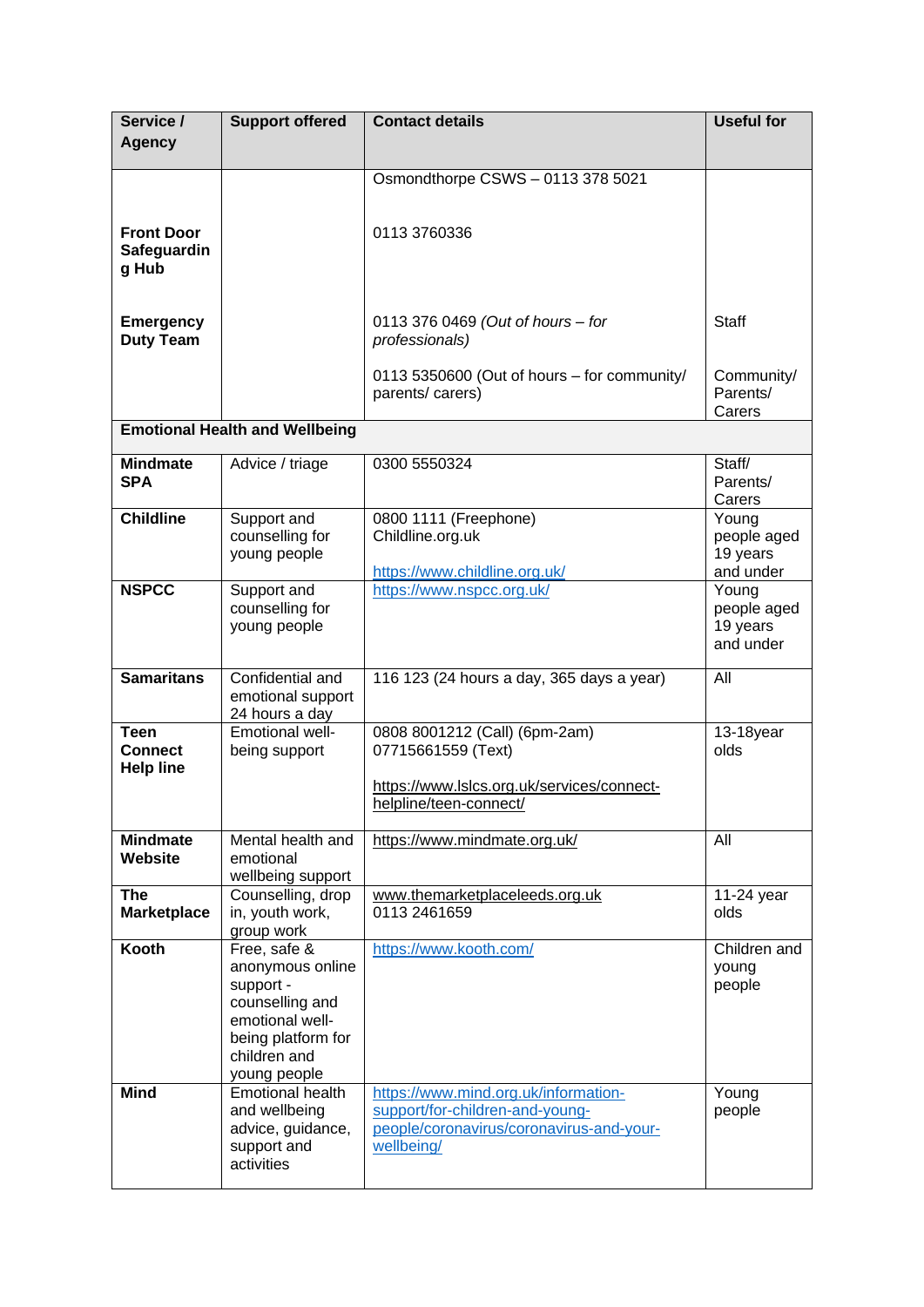| Service / Agency | Support offered | Contact details | Useful for |
|---|---|---|---|
| | | Osmondthorpe CSWS – 0113 378 5021 | |
| **Front Door Safeguarding Hub** | | 0113 3760336 | |
| **Emergency Duty Team** | | 0113 376 0469 *(Out of hours – for professionals)* | Staff |
| | | 0113 5350600 (Out of hours – for community/ parents/ carers) | Community/ Parents/ Carers |
| **Emotional Health and Wellbeing** | | | |
| **Mindmate SPA** | Advice / triage | 0300 5550324 | Staff/ Parents/ Carers |
| **Childline** | Support and counselling for young people | 0800 1111 (Freephone) Childline.org.uk https://www.childline.org.uk/ | Young people aged 19 years and under |
| **NSPCC** | Support and counselling for young people | https://www.nspcc.org.uk/ | Young people aged 19 years and under |
| **Samaritans** | Confidential and emotional support 24 hours a day | 116 123 (24 hours a day, 365 days a year) | All |
| **Teen Connect Help line** | Emotional well-being support | 0808 8001212 (Call) (6pm-2am) 07715661559 (Text) https://www.lslcs.org.uk/services/connect-helpline/teen-connect/ | 13-18year olds |
| **Mindmate Website** | Mental health and emotional wellbeing support | https://www.mindmate.org.uk/ | All |
| **The Marketplace** | Counselling, drop in, youth work, group work | www.themarketplaceleeds.org.uk 0113 2461659 | 11-24 year olds |
| **Kooth** | Free, safe & anonymous online support - counselling and emotional well-being platform for children and young people | https://www.kooth.com/ | Children and young people |
| **Mind** | Emotional health and wellbeing advice, guidance, support and activities | https://www.mind.org.uk/information-support/for-children-and-young-people/coronavirus/coronavirus-and-your-wellbeing/ | Young people |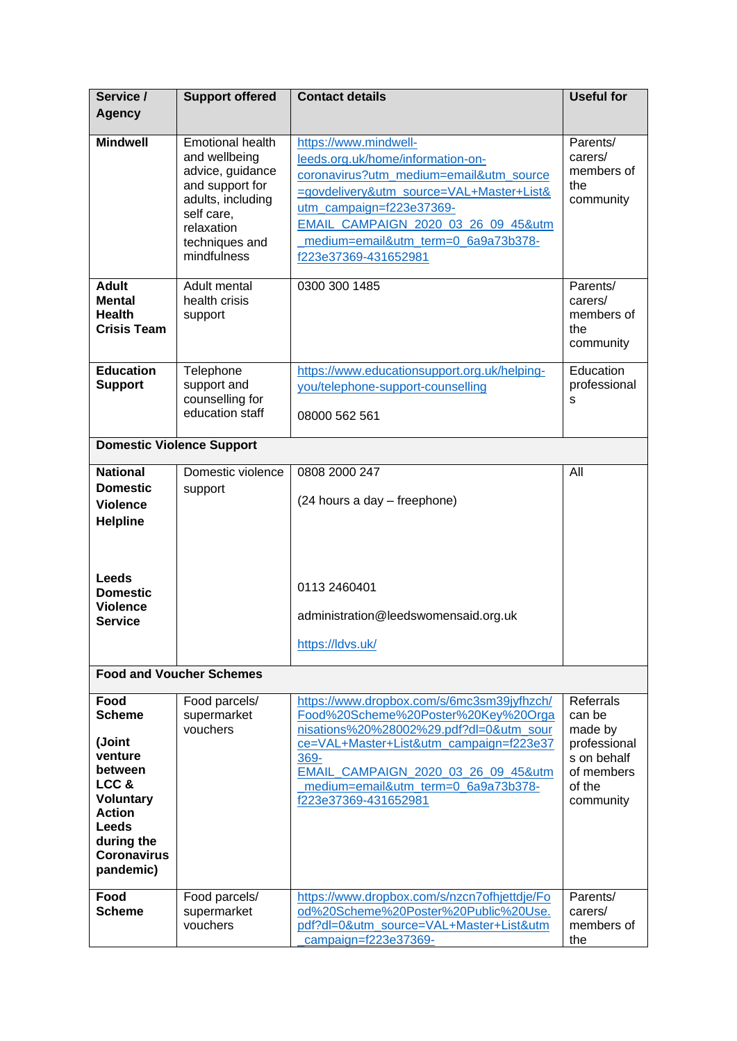| Service / Agency | Support offered | Contact details | Useful for |
|---|---|---|---|
| **Mindwell** | Emotional health and wellbeing advice, guidance and support for adults, including self care, relaxation techniques and mindfulness | https://www.mindwell-leeds.org.uk/home/information-on-coronavirus?utm_medium=email&utm_source=govdelivery&utm_source=VAL+Master+List&utm_campaign=f223e37369-EMAIL_CAMPAIGN_2020_03_26_09_45&utm_medium=email&utm_term=0_6a9a73b378-f223e37369-431652981 | Parents/ carers/ members of the community |
| **Adult Mental Health Crisis Team** | Adult mental health crisis support | 0300 300 1485 | Parents/ carers/ members of the community |
| **Education Support** | Telephone support and counselling for education staff | https://www.educationsupport.org.uk/helping-you/telephone-support-counselling<br><br>08000 562 561 | Education professionals |
| **Domestic Violence Support** | | | |
| **National Domestic Violence Helpline**<br><br>**Leeds Domestic Violence Service** | Domestic violence support | 0808 2000 247<br><br>(24 hours a day – freephone)<br><br>0113 2460401<br><br>administration@leedswomensaid.org.uk<br><br>https://ldvs.uk/ | All |
| **Food and Voucher Schemes** | | | |
| **Food Scheme**<br><br>**(Joint venture between LCC & Voluntary Action Leeds during the Coronavirus pandemic)** | Food parcels/ supermarket vouchers | https://www.dropbox.com/s/6mc3sm39jyfhzch/Food%20Scheme%20Poster%20Key%20Organisations%20%28002%29.pdf?dl=0&utm_source=VAL+Master+List&utm_campaign=f223e37369-EMAIL_CAMPAIGN_2020_03_26_09_45&utm_medium=email&utm_term=0_6a9a73b378-f223e37369-431652981 | Referrals can be made by professionals on behalf of members of the community |
| **Food Scheme** | Food parcels/ supermarket vouchers | https://www.dropbox.com/s/nzcn7ofhjettdje/Food%20Scheme%20Poster%20Public%20Use.pdf?dl=0&utm_source=VAL+Master+List&utm_campaign=f223e37369- | Parents/ carers/ members of the |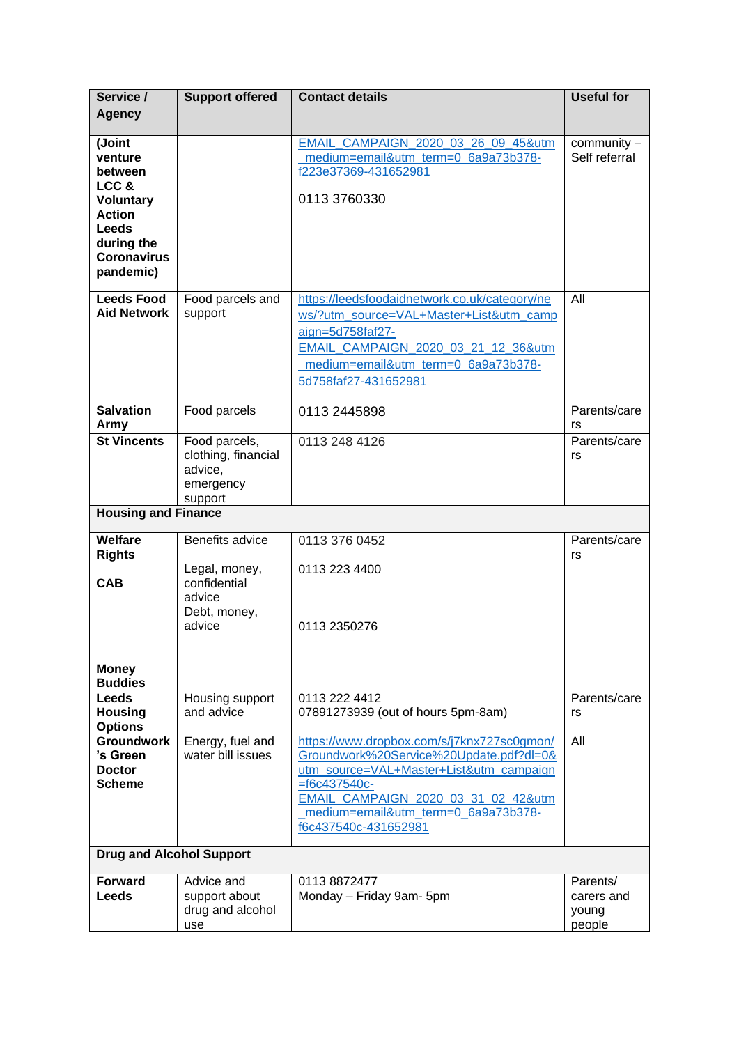| Service / Agency | Support offered | Contact details | Useful for |
|---|---|---|---|
| **(Joint venture between LCC & Voluntary Action Leeds during the Coronavirus pandemic)** | | EMAIL_CAMPAIGN_2020_03_26_09_45&utm_medium=email&utm_term=0_6a9a73b378-f223e37369-431652981<br><br>0113 3760330 | community – Self referral |
| **Leeds Food Aid Network** | Food parcels and support | https://leedsfoodaidnetwork.co.uk/category/news/?utm_source=VAL+Master+List&utm_campaign=5d758faf27-EMAIL_CAMPAIGN_2020_03_21_12_36&utm_medium=email&utm_term=0_6a9a73b378-5d758faf27-431652981 | All |
| **Salvation Army** | Food parcels | 0113 2445898 | Parents/carers |
| **St Vincents** | Food parcels, clothing, financial advice, emergency support | 0113 248 4126 | Parents/carers |
| **Housing and Finance** | | | |
| **Welfare Rights**<br><br>**CAB**<br><br><br>**Money Buddies** | Benefits advice<br><br>Legal, money, confidential advice<br>Debt, money, advice | 0113 376 0452<br><br>0113 223 4400<br><br>0113 2350276 | Parents/carers |
| **Leeds Housing Options** | Housing support and advice | 0113 222 4412<br>07891273939 (out of hours 5pm-8am) | Parents/carers |
| **Groundwork's Green Doctor Scheme** | Energy, fuel and water bill issues | https://www.dropbox.com/s/j7knx727sc0gmon/Groundwork%20Service%20Update.pdf?dl=0&utm_source=VAL+Master+List&utm_campaign=f6c437540c-EMAIL_CAMPAIGN_2020_03_31_02_42&utm_medium=email&utm_term=0_6a9a73b378-f6c437540c-431652981 | All |
| **Drug and Alcohol Support** | | | |
| **Forward Leeds** | Advice and support about drug and alcohol use | 0113 8872477<br>Monday – Friday 9am- 5pm | Parents/ carers and young people |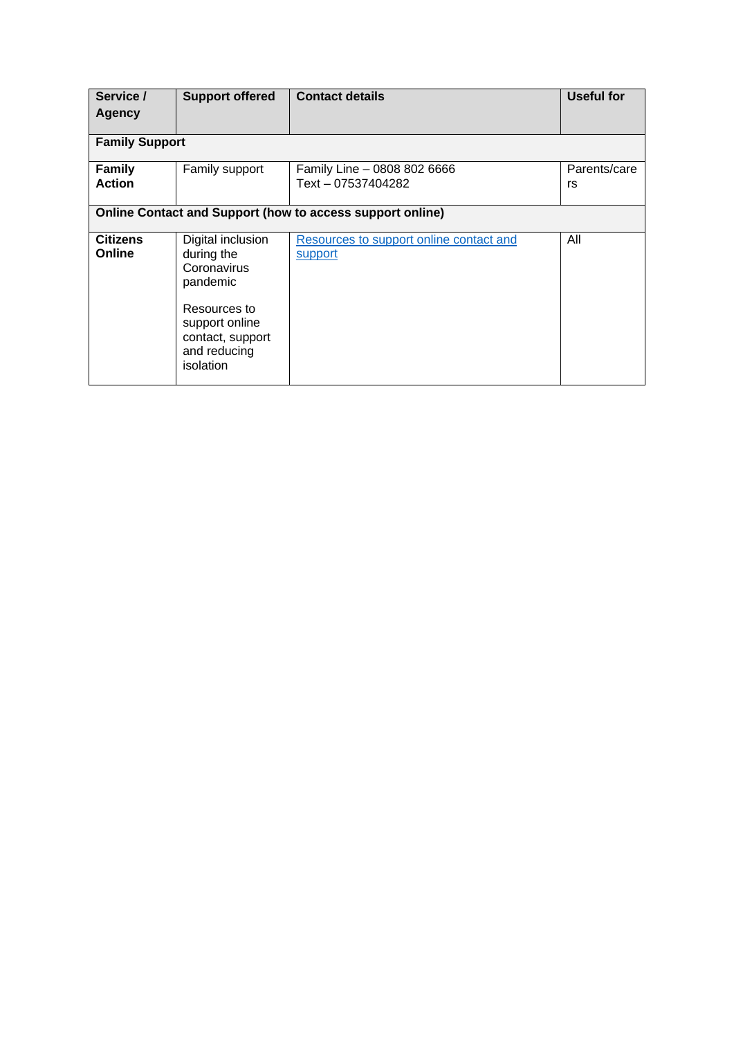| Service / Agency | Support offered | Contact details | Useful for |
|---|---|---|---|
| **Family Support** | | | |
| **Family Action** | Family support | Family Line – 0808 802 6666<br>Text – 07537404282 | Parents/carers |
| **Online Contact and Support (how to access support online)** | | | |
| **Citizens Online** | Digital inclusion during the Coronavirus pandemic<br><br>Resources to support online contact, support and reducing isolation | Resources to support online contact and support | All |